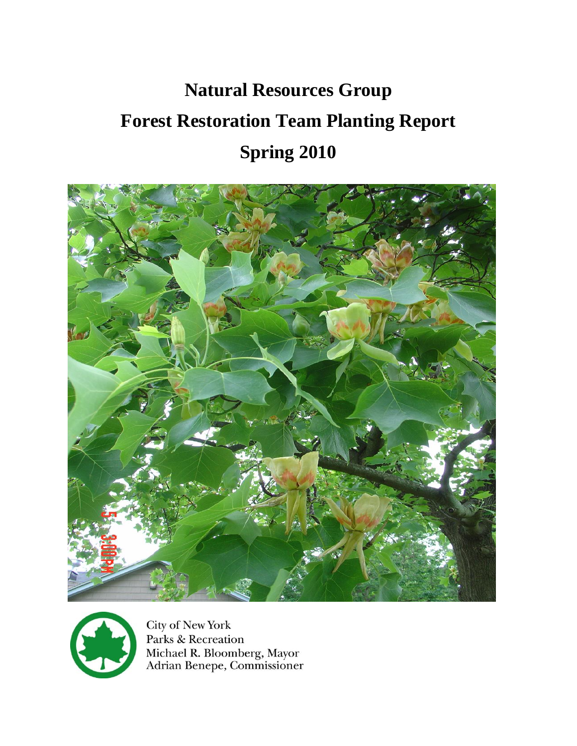# Natural Resources Group

# Forest Restoration Team Planting Report

# Spring 2010

City of New York
Parks & Recreation
Michael R. Bloomberg, Mayor
Adrian Benepe, Commissioner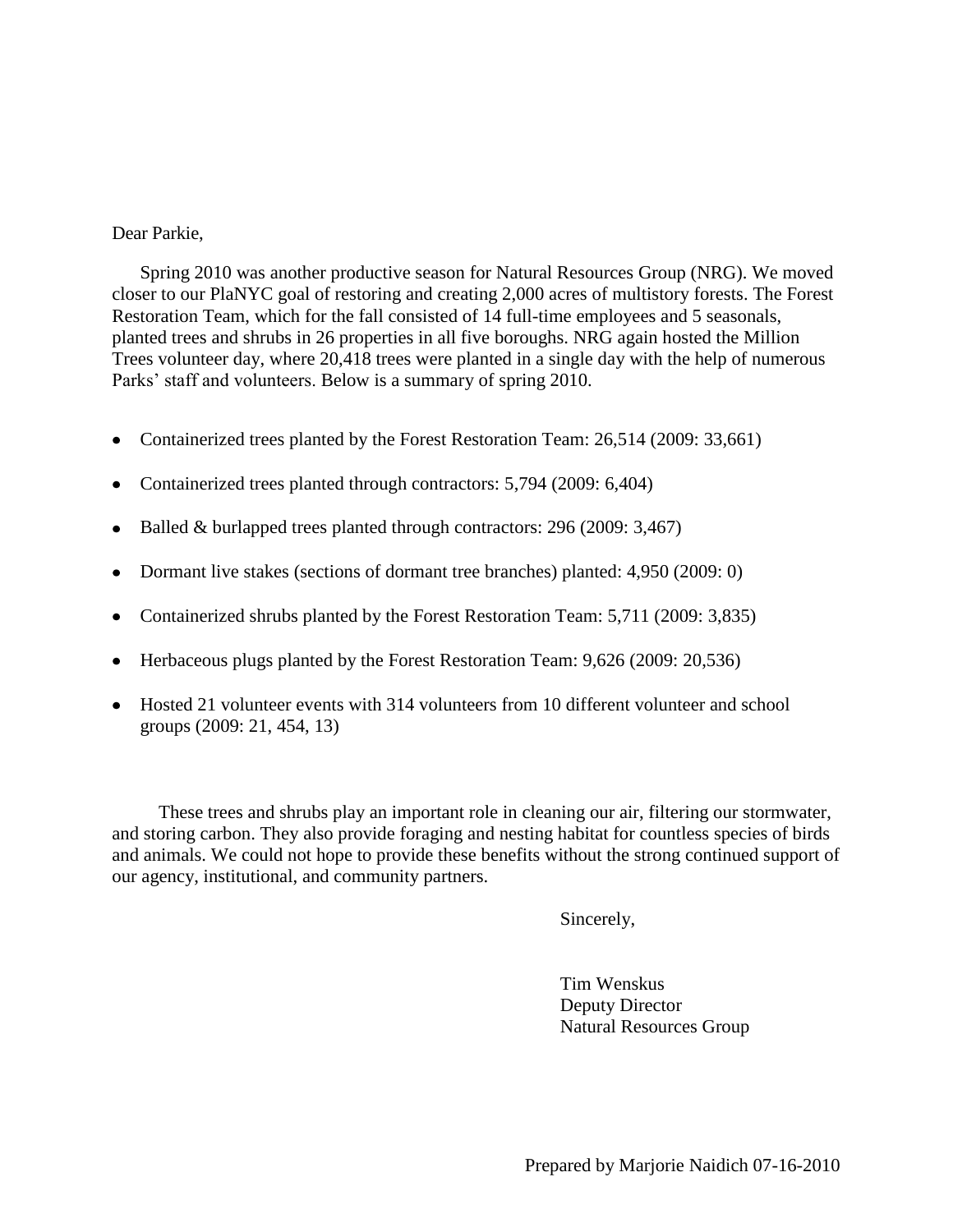Dear Parkie,

Spring 2010 was another productive season for Natural Resources Group (NRG). We moved closer to our PlaNYC goal of restoring and creating 2,000 acres of multistory forests. The Forest Restoration Team, which for the fall consisted of 14 full-time employees and 5 seasonals, planted trees and shrubs in 26 properties in all five boroughs. NRG again hosted the Million Trees volunteer day, where 20,418 trees were planted in a single day with the help of numerous Parks' staff and volunteers. Below is a summary of spring 2010.

- Containerized trees planted by the Forest Restoration Team: 26,514 (2009: 33,661)
- Containerized trees planted through contractors: 5,794 (2009: 6,404)
- Balled & burlapped trees planted through contractors: 296 (2009: 3,467)
- Dormant live stakes (sections of dormant tree branches) planted: 4,950 (2009: 0)
- Containerized shrubs planted by the Forest Restoration Team: 5,711 (2009: 3,835)
- Herbaceous plugs planted by the Forest Restoration Team: 9,626 (2009: 20,536)
- Hosted 21 volunteer events with 314 volunteers from 10 different volunteer and school groups (2009: 21, 454, 13)

These trees and shrubs play an important role in cleaning our air, filtering our stormwater, and storing carbon. They also provide foraging and nesting habitat for countless species of birds and animals. We could not hope to provide these benefits without the strong continued support of our agency, institutional, and community partners.

Sincerely,

Tim Wenskus
Deputy Director
Natural Resources Group

Prepared by Marjorie Naidich 07-16-2010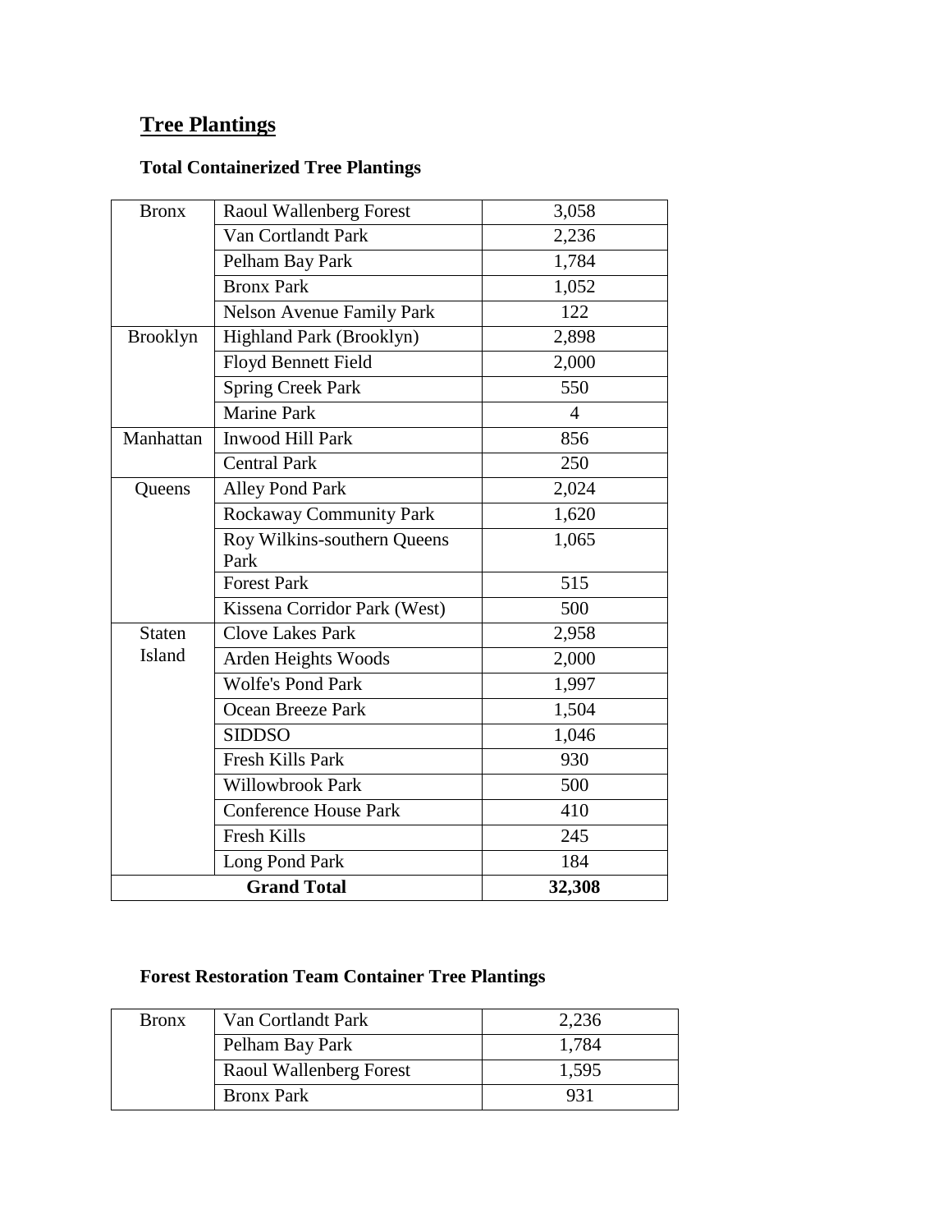## Tree Plantings

### Total Containerized Tree Plantings

| | | |
|---|---|---|
| Bronx | Raoul Wallenberg Forest | 3,058 |
| | Van Cortlandt Park | 2,236 |
| | Pelham Bay Park | 1,784 |
| | Bronx Park | 1,052 |
| | Nelson Avenue Family Park | 122 |
| Brooklyn | Highland Park (Brooklyn) | 2,898 |
| | Floyd Bennett Field | 2,000 |
| | Spring Creek Park | 550 |
| | Marine Park | 4 |
| Manhattan | Inwood Hill Park | 856 |
| | Central Park | 250 |
| Queens | Alley Pond Park | 2,024 |
| | Rockaway Community Park | 1,620 |
| | Roy Wilkins-southern Queens Park | 1,065 |
| | Forest Park | 515 |
| | Kissena Corridor Park (West) | 500 |
| Staten Island | Clove Lakes Park | 2,958 |
| | Arden Heights Woods | 2,000 |
| | Wolfe's Pond Park | 1,997 |
| | Ocean Breeze Park | 1,504 |
| | SIDDSO | 1,046 |
| | Fresh Kills Park | 930 |
| | Willowbrook Park | 500 |
| | Conference House Park | 410 |
| | Fresh Kills | 245 |
| | Long Pond Park | 184 |
| **Grand Total** | | **32,308** |

### Forest Restoration Team Container Tree Plantings

| | | |
|---|---|---|
| Bronx | Van Cortlandt Park | 2,236 |
| | Pelham Bay Park | 1,784 |
| | Raoul Wallenberg Forest | 1,595 |
| | Bronx Park | 931 |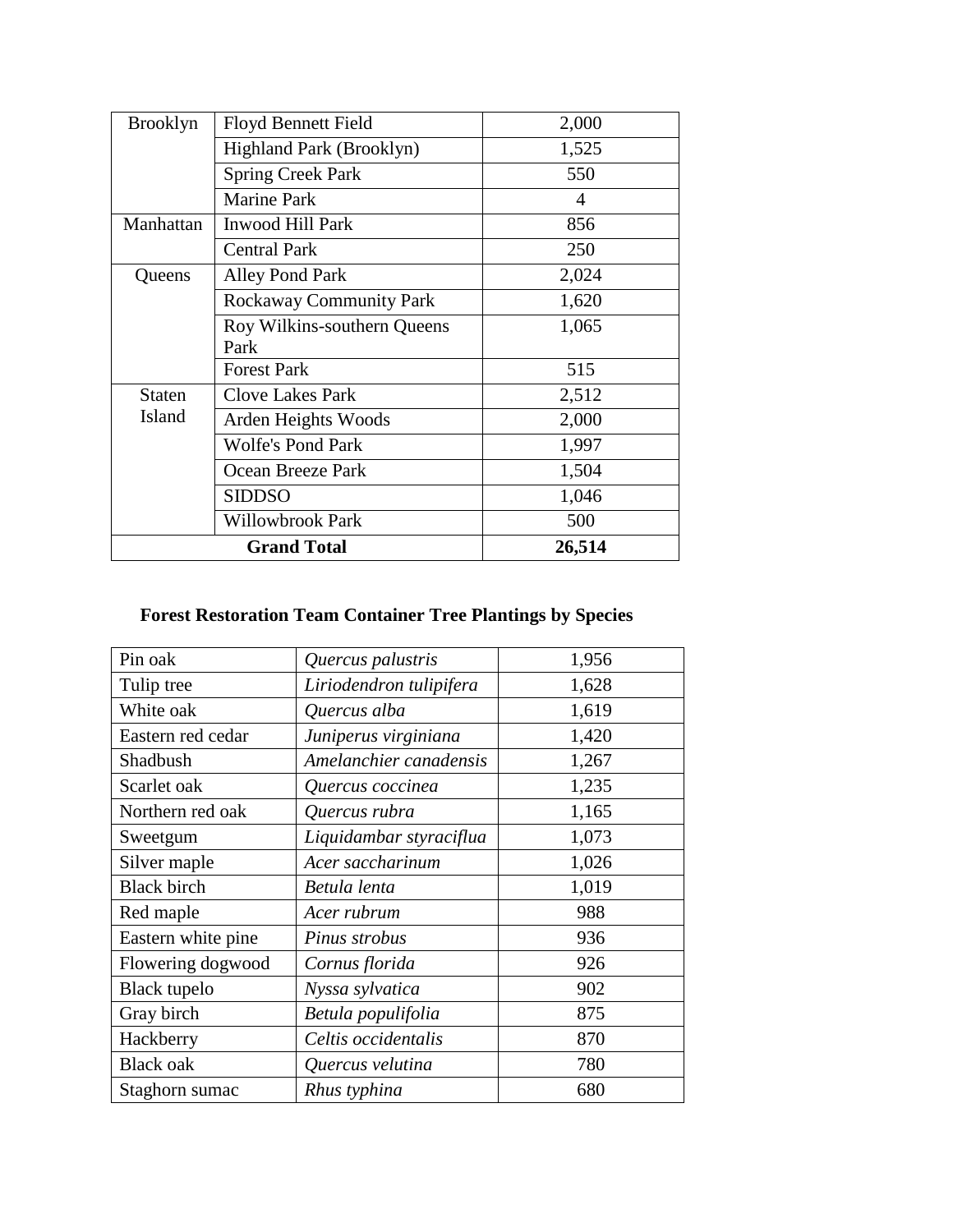| Brooklyn | Floyd Bennett Field | 2,000 |
|---|---|---|
| | Highland Park (Brooklyn) | 1,525 |
| | Spring Creek Park | 550 |
| | Marine Park | 4 |
| Manhattan | Inwood Hill Park | 856 |
| | Central Park | 250 |
| Queens | Alley Pond Park | 2,024 |
| | Rockaway Community Park | 1,620 |
| | Roy Wilkins-southern Queens Park | 1,065 |
| | Forest Park | 515 |
| Staten Island | Clove Lakes Park | 2,512 |
| | Arden Heights Woods | 2,000 |
| | Wolfe's Pond Park | 1,997 |
| | Ocean Breeze Park | 1,504 |
| | SIDDSO | 1,046 |
| | Willowbrook Park | 500 |
| **Grand Total** | | **26,514** |

**Forest Restoration Team Container Tree Plantings by Species**

| Pin oak | *Quercus palustris* | 1,956 |
|---|---|---|
| Tulip tree | *Liriodendron tulipifera* | 1,628 |
| White oak | *Quercus alba* | 1,619 |
| Eastern red cedar | *Juniperus virginiana* | 1,420 |
| Shadbush | *Amelanchier canadensis* | 1,267 |
| Scarlet oak | *Quercus coccinea* | 1,235 |
| Northern red oak | *Quercus rubra* | 1,165 |
| Sweetgum | *Liquidambar styraciflua* | 1,073 |
| Silver maple | *Acer saccharinum* | 1,026 |
| Black birch | *Betula lenta* | 1,019 |
| Red maple | *Acer rubrum* | 988 |
| Eastern white pine | *Pinus strobus* | 936 |
| Flowering dogwood | *Cornus florida* | 926 |
| Black tupelo | *Nyssa sylvatica* | 902 |
| Gray birch | *Betula populifolia* | 875 |
| Hackberry | *Celtis occidentalis* | 870 |
| Black oak | *Quercus velutina* | 780 |
| Staghorn sumac | *Rhus typhina* | 680 |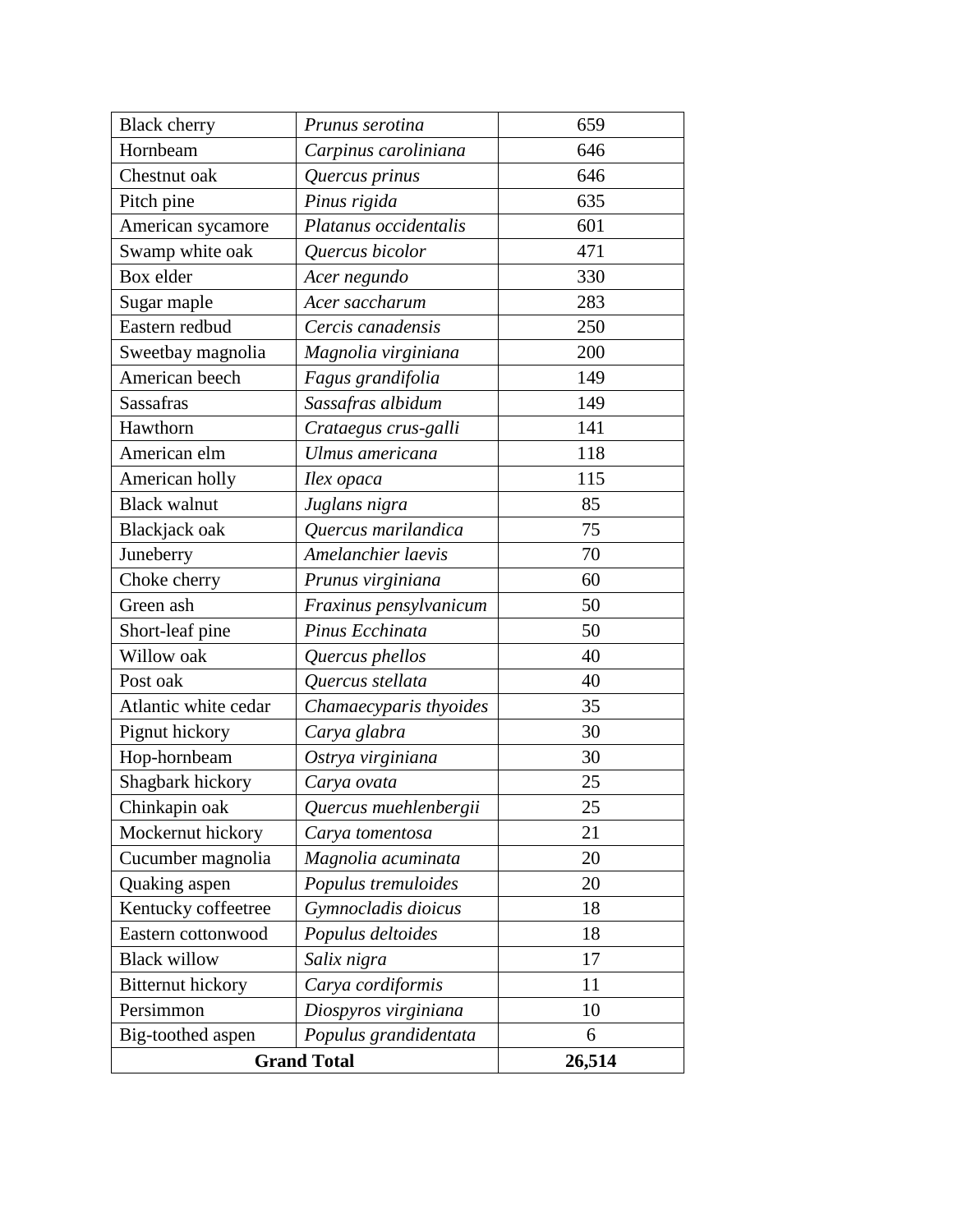| | | |
|---|---|---|
| Black cherry | *Prunus serotina* | 659 |
| Hornbeam | *Carpinus caroliniana* | 646 |
| Chestnut oak | *Quercus prinus* | 646 |
| Pitch pine | *Pinus rigida* | 635 |
| American sycamore | *Platanus occidentalis* | 601 |
| Swamp white oak | *Quercus bicolor* | 471 |
| Box elder | *Acer negundo* | 330 |
| Sugar maple | *Acer saccharum* | 283 |
| Eastern redbud | *Cercis canadensis* | 250 |
| Sweetbay magnolia | *Magnolia virginiana* | 200 |
| American beech | *Fagus grandifolia* | 149 |
| Sassafras | *Sassafras albidum* | 149 |
| Hawthorn | *Crataegus crus-galli* | 141 |
| American elm | *Ulmus americana* | 118 |
| American holly | *Ilex opaca* | 115 |
| Black walnut | *Juglans nigra* | 85 |
| Blackjack oak | *Quercus marilandica* | 75 |
| Juneberry | *Amelanchier laevis* | 70 |
| Choke cherry | *Prunus virginiana* | 60 |
| Green ash | *Fraxinus pensylvanicum* | 50 |
| Short-leaf pine | *Pinus Ecchinata* | 50 |
| Willow oak | *Quercus phellos* | 40 |
| Post oak | *Quercus stellata* | 40 |
| Atlantic white cedar | *Chamaecyparis thyoides* | 35 |
| Pignut hickory | *Carya glabra* | 30 |
| Hop-hornbeam | *Ostrya virginiana* | 30 |
| Shagbark hickory | *Carya ovata* | 25 |
| Chinkapin oak | *Quercus muehlenbergii* | 25 |
| Mockernut hickory | *Carya tomentosa* | 21 |
| Cucumber magnolia | *Magnolia acuminata* | 20 |
| Quaking aspen | *Populus tremuloides* | 20 |
| Kentucky coffeetree | *Gymnocladis dioicus* | 18 |
| Eastern cottonwood | *Populus deltoides* | 18 |
| Black willow | *Salix nigra* | 17 |
| Bitternut hickory | *Carya cordiformis* | 11 |
| Persimmon | *Diospyros virginiana* | 10 |
| Big-toothed aspen | *Populus grandidentata* | 6 |
| **Grand Total** | | **26,514** |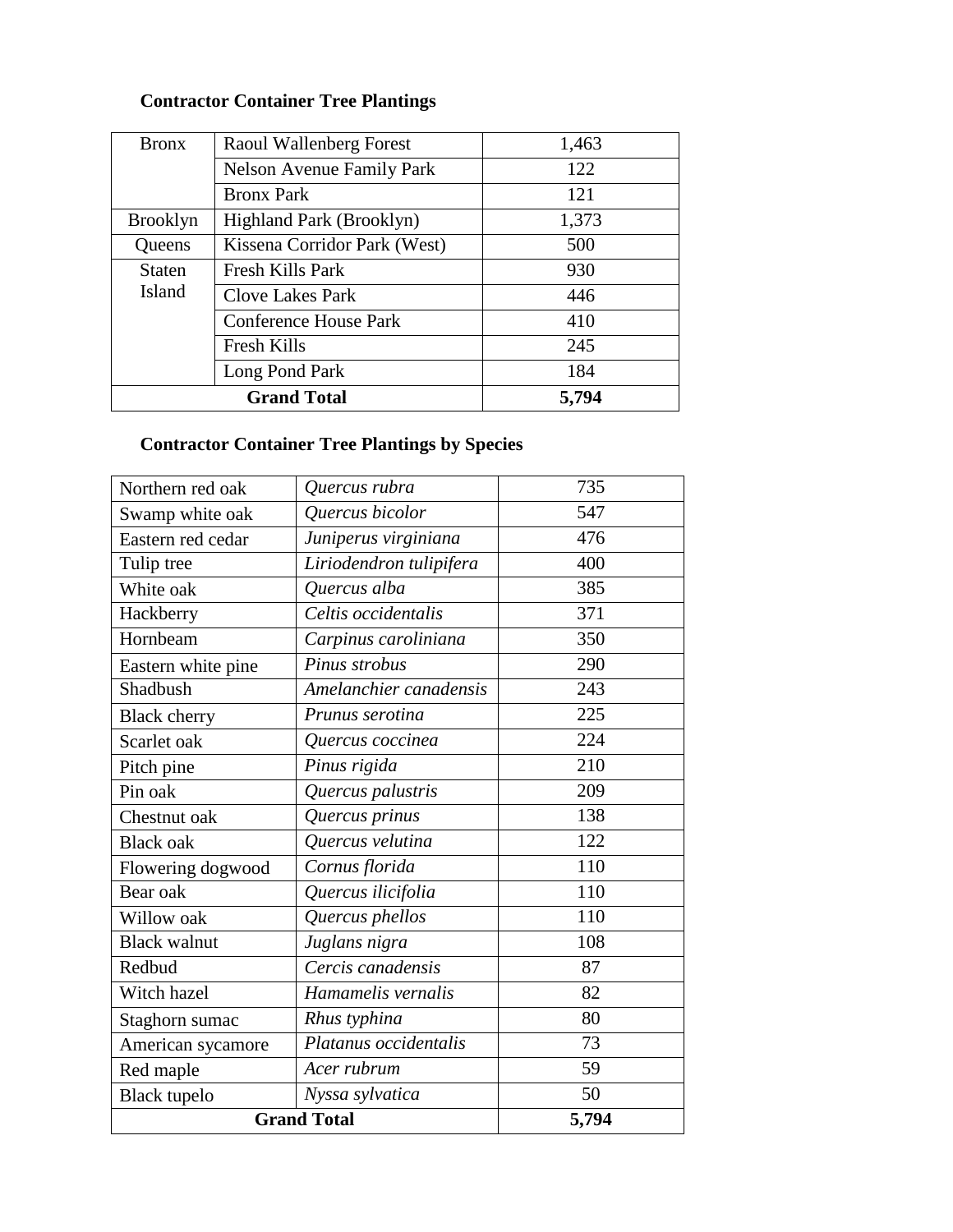**Contractor Container Tree Plantings**

| Borough | Park | Trees |
|---|---|---|
| Bronx | Raoul Wallenberg Forest | 1,463 |
| | Nelson Avenue Family Park | 122 |
| | Bronx Park | 121 |
| Brooklyn | Highland Park (Brooklyn) | 1,373 |
| Queens | Kissena Corridor Park (West) | 500 |
| Staten Island | Fresh Kills Park | 930 |
| | Clove Lakes Park | 446 |
| | Conference House Park | 410 |
| | Fresh Kills | 245 |
| | Long Pond Park | 184 |
| **Grand Total** | | **5,794** |

**Contractor Container Tree Plantings by Species**

| Common Name | Scientific Name | Trees |
|---|---|---|
| Northern red oak | *Quercus rubra* | 735 |
| Swamp white oak | *Quercus bicolor* | 547 |
| Eastern red cedar | *Juniperus virginiana* | 476 |
| Tulip tree | *Liriodendron tulipifera* | 400 |
| White oak | *Quercus alba* | 385 |
| Hackberry | *Celtis occidentalis* | 371 |
| Hornbeam | *Carpinus caroliniana* | 350 |
| Eastern white pine | *Pinus strobus* | 290 |
| Shadbush | *Amelanchier canadensis* | 243 |
| Black cherry | *Prunus serotina* | 225 |
| Scarlet oak | *Quercus coccinea* | 224 |
| Pitch pine | *Pinus rigida* | 210 |
| Pin oak | *Quercus palustris* | 209 |
| Chestnut oak | *Quercus prinus* | 138 |
| Black oak | *Quercus velutina* | 122 |
| Flowering dogwood | *Cornus florida* | 110 |
| Bear oak | *Quercus ilicifolia* | 110 |
| Willow oak | *Quercus phellos* | 110 |
| Black walnut | *Juglans nigra* | 108 |
| Redbud | *Cercis canadensis* | 87 |
| Witch hazel | *Hamamelis vernalis* | 82 |
| Staghorn sumac | *Rhus typhina* | 80 |
| American sycamore | *Platanus occidentalis* | 73 |
| Red maple | *Acer rubrum* | 59 |
| Black tupelo | *Nyssa sylvatica* | 50 |
| **Grand Total** | | **5,794** |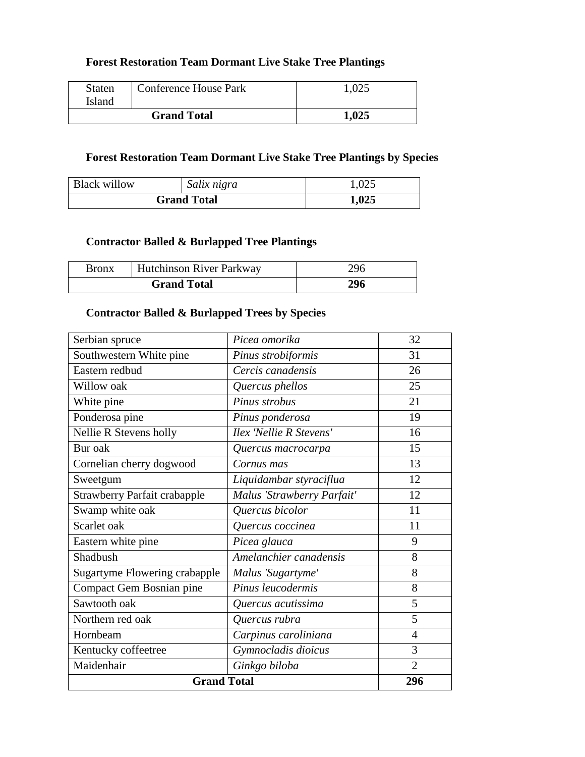### Forest Restoration Team Dormant Live Stake Tree Plantings

| Staten Island | Conference House Park | 1,025 |
|---|---|---|
| **Grand Total** | | **1,025** |

### Forest Restoration Team Dormant Live Stake Tree Plantings by Species

| Black willow | *Salix nigra* | 1,025 |
|---|---|---|
| **Grand Total** | | **1,025** |

### Contractor Balled & Burlapped Tree Plantings

| Bronx | Hutchinson River Parkway | 296 |
|---|---|---|
| **Grand Total** | | **296** |

### Contractor Balled & Burlapped Trees by Species

| Serbian spruce | *Picea omorika* | 32 |
|---|---|---|
| Southwestern White pine | *Pinus strobiformis* | 31 |
| Eastern redbud | *Cercis canadensis* | 26 |
| Willow oak | *Quercus phellos* | 25 |
| White pine | *Pinus strobus* | 21 |
| Ponderosa pine | *Pinus ponderosa* | 19 |
| Nellie R Stevens holly | *Ilex 'Nellie R Stevens'* | 16 |
| Bur oak | *Quercus macrocarpa* | 15 |
| Cornelian cherry dogwood | *Cornus mas* | 13 |
| Sweetgum | *Liquidambar styraciflua* | 12 |
| Strawberry Parfait crabapple | *Malus 'Strawberry Parfait'* | 12 |
| Swamp white oak | *Quercus bicolor* | 11 |
| Scarlet oak | *Quercus coccinea* | 11 |
| Eastern white pine | *Picea glauca* | 9 |
| Shadbush | *Amelanchier canadensis* | 8 |
| Sugartyme Flowering crabapple | *Malus 'Sugartyme'* | 8 |
| Compact Gem Bosnian pine | *Pinus leucodermis* | 8 |
| Sawtooth oak | *Quercus acutissima* | 5 |
| Northern red oak | *Quercus rubra* | 5 |
| Hornbeam | *Carpinus caroliniana* | 4 |
| Kentucky coffeetree | *Gymnocladis dioicus* | 3 |
| Maidenhair | *Ginkgo biloba* | 2 |
| **Grand Total** | | **296** |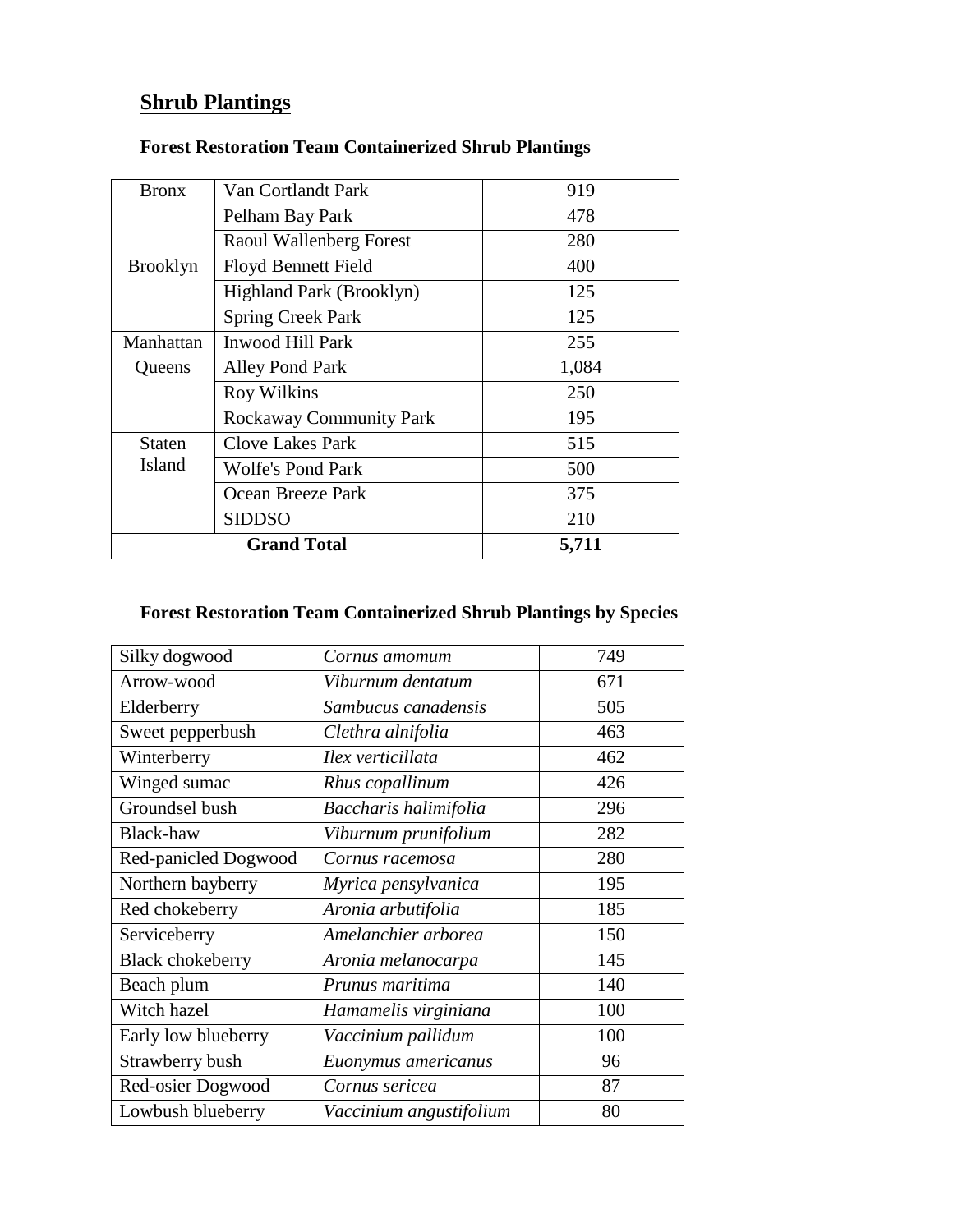## Shrub Plantings

### Forest Restoration Team Containerized Shrub Plantings

| Bronx | Van Cortlandt Park | 919 |
|---|---|---|
| | Pelham Bay Park | 478 |
| | Raoul Wallenberg Forest | 280 |
| Brooklyn | Floyd Bennett Field | 400 |
| | Highland Park (Brooklyn) | 125 |
| | Spring Creek Park | 125 |
| Manhattan | Inwood Hill Park | 255 |
| Queens | Alley Pond Park | 1,084 |
| | Roy Wilkins | 250 |
| | Rockaway Community Park | 195 |
| Staten Island | Clove Lakes Park | 515 |
| | Wolfe's Pond Park | 500 |
| | Ocean Breeze Park | 375 |
| | SIDDSO | 210 |
| **Grand Total** | | **5,711** |

### Forest Restoration Team Containerized Shrub Plantings by Species

| Silky dogwood | *Cornus amomum* | 749 |
|---|---|---|
| Arrow-wood | *Viburnum dentatum* | 671 |
| Elderberry | *Sambucus canadensis* | 505 |
| Sweet pepperbush | *Clethra alnifolia* | 463 |
| Winterberry | *Ilex verticillata* | 462 |
| Winged sumac | *Rhus copallinum* | 426 |
| Groundsel bush | *Baccharis halimifolia* | 296 |
| Black-haw | *Viburnum prunifolium* | 282 |
| Red-panicled Dogwood | *Cornus racemosa* | 280 |
| Northern bayberry | *Myrica pensylvanica* | 195 |
| Red chokeberry | *Aronia arbutifolia* | 185 |
| Serviceberry | *Amelanchier arborea* | 150 |
| Black chokeberry | *Aronia melanocarpa* | 145 |
| Beach plum | *Prunus maritima* | 140 |
| Witch hazel | *Hamamelis virginiana* | 100 |
| Early low blueberry | *Vaccinium pallidum* | 100 |
| Strawberry bush | *Euonymus americanus* | 96 |
| Red-osier Dogwood | *Cornus sericea* | 87 |
| Lowbush blueberry | *Vaccinium angustifolium* | 80 |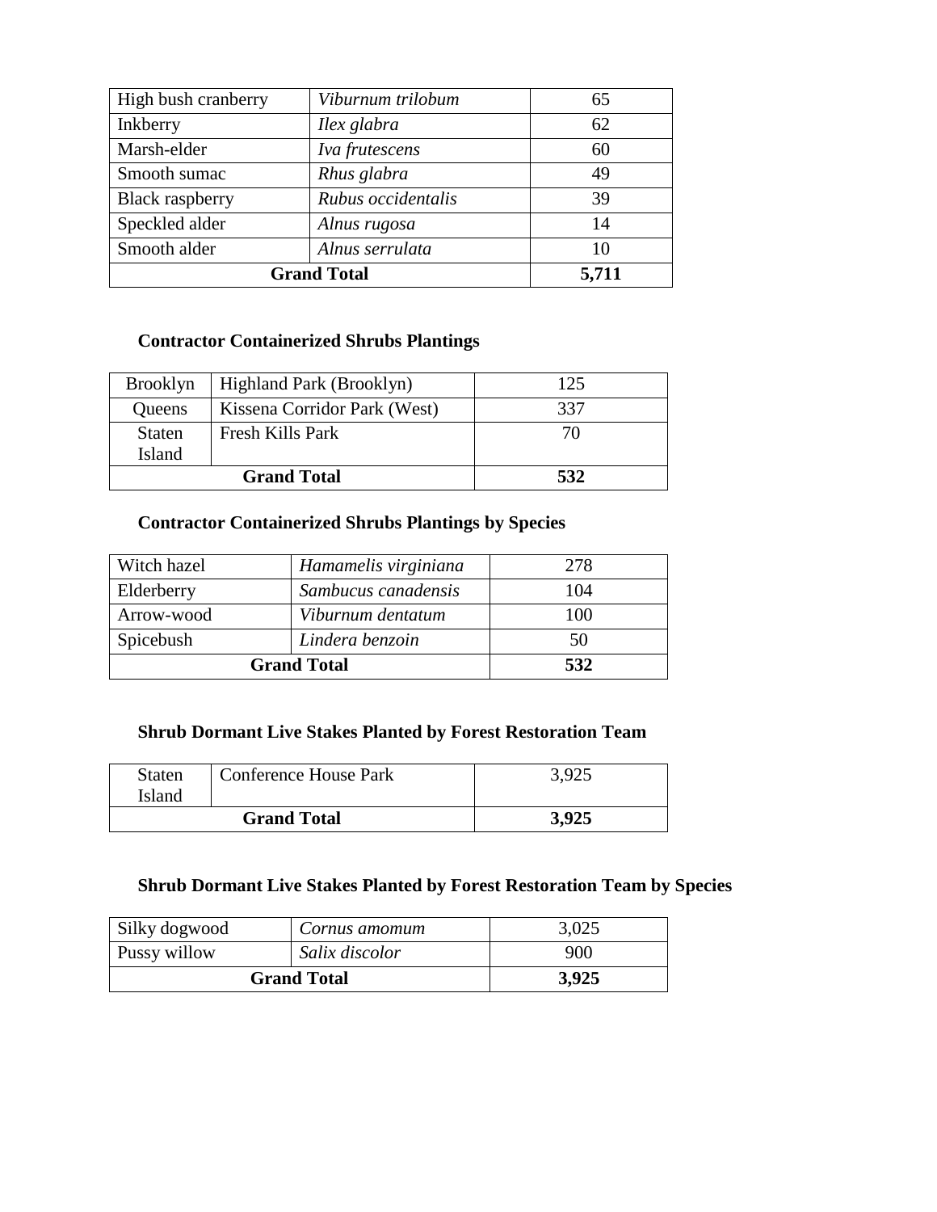| High bush cranberry | *Viburnum trilobum* | 65 |
|---|---|---|
| Inkberry | *Ilex glabra* | 62 |
| Marsh-elder | *Iva frutescens* | 60 |
| Smooth sumac | *Rhus glabra* | 49 |
| Black raspberry | *Rubus occidentalis* | 39 |
| Speckled alder | *Alnus rugosa* | 14 |
| Smooth alder | *Alnus serrulata* | 10 |
| **Grand Total** | | **5,711** |

**Contractor Containerized Shrubs Plantings**

| Brooklyn | Highland Park (Brooklyn) | 125 |
|---|---|---|
| Queens | Kissena Corridor Park (West) | 337 |
| Staten Island | Fresh Kills Park | 70 |
| **Grand Total** | | **532** |

**Contractor Containerized Shrubs Plantings by Species**

| Witch hazel | *Hamamelis virginiana* | 278 |
|---|---|---|
| Elderberry | *Sambucus canadensis* | 104 |
| Arrow-wood | *Viburnum dentatum* | 100 |
| Spicebush | *Lindera benzoin* | 50 |
| **Grand Total** | | **532** |

**Shrub Dormant Live Stakes Planted by Forest Restoration Team**

| Staten Island | Conference House Park | 3,925 |
|---|---|---|
| **Grand Total** | | **3,925** |

**Shrub Dormant Live Stakes Planted by Forest Restoration Team by Species**

| Silky dogwood | *Cornus amomum* | 3,025 |
|---|---|---|
| Pussy willow | *Salix discolor* | 900 |
| **Grand Total** | | **3,925** |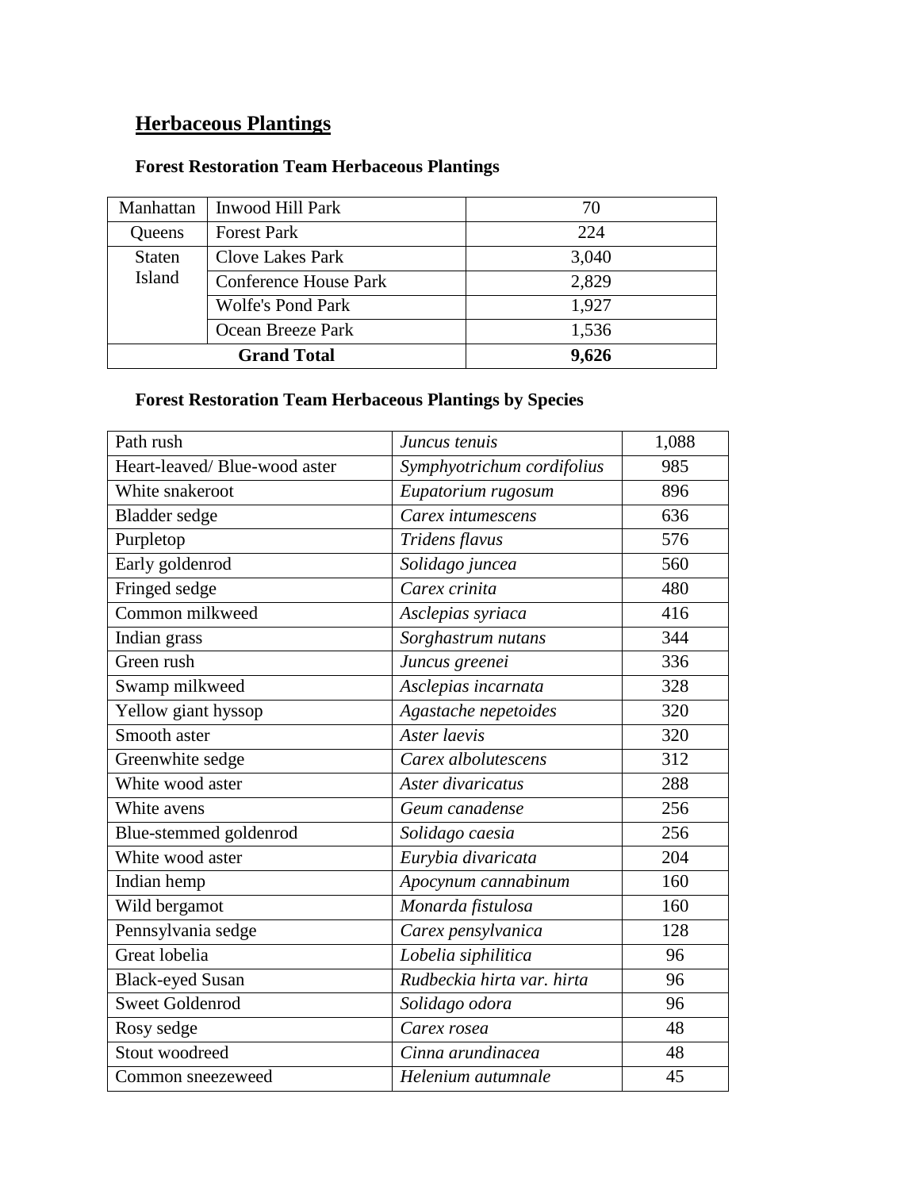## Herbaceous Plantings

### Forest Restoration Team Herbaceous Plantings

| | | |
|---|---|---|
| Manhattan | Inwood Hill Park | 70 |
| Queens | Forest Park | 224 |
| Staten Island | Clove Lakes Park | 3,040 |
| | Conference House Park | 2,829 |
| | Wolfe's Pond Park | 1,927 |
| | Ocean Breeze Park | 1,536 |
| **Grand Total** | | **9,626** |

### Forest Restoration Team Herbaceous Plantings by Species

| | | |
|---|---|---|
| Path rush | *Juncus tenuis* | 1,088 |
| Heart-leaved/ Blue-wood aster | *Symphyotrichum cordifolius* | 985 |
| White snakeroot | *Eupatorium rugosum* | 896 |
| Bladder sedge | *Carex intumescens* | 636 |
| Purpletop | *Tridens flavus* | 576 |
| Early goldenrod | *Solidago juncea* | 560 |
| Fringed sedge | *Carex crinita* | 480 |
| Common milkweed | *Asclepias syriaca* | 416 |
| Indian grass | *Sorghastrum nutans* | 344 |
| Green rush | *Juncus greenei* | 336 |
| Swamp milkweed | *Asclepias incarnata* | 328 |
| Yellow giant hyssop | *Agastache nepetoides* | 320 |
| Smooth aster | *Aster laevis* | 320 |
| Greenwhite sedge | *Carex albolutescens* | 312 |
| White wood aster | *Aster divaricatus* | 288 |
| White avens | *Geum canadense* | 256 |
| Blue-stemmed goldenrod | *Solidago caesia* | 256 |
| White wood aster | *Eurybia divaricata* | 204 |
| Indian hemp | *Apocynum cannabinum* | 160 |
| Wild bergamot | *Monarda fistulosa* | 160 |
| Pennsylvania sedge | *Carex pensylvanica* | 128 |
| Great lobelia | *Lobelia siphilitica* | 96 |
| Black-eyed Susan | *Rudbeckia hirta var. hirta* | 96 |
| Sweet Goldenrod | *Solidago odora* | 96 |
| Rosy sedge | *Carex rosea* | 48 |
| Stout woodreed | *Cinna arundinacea* | 48 |
| Common sneezeweed | *Helenium autumnale* | 45 |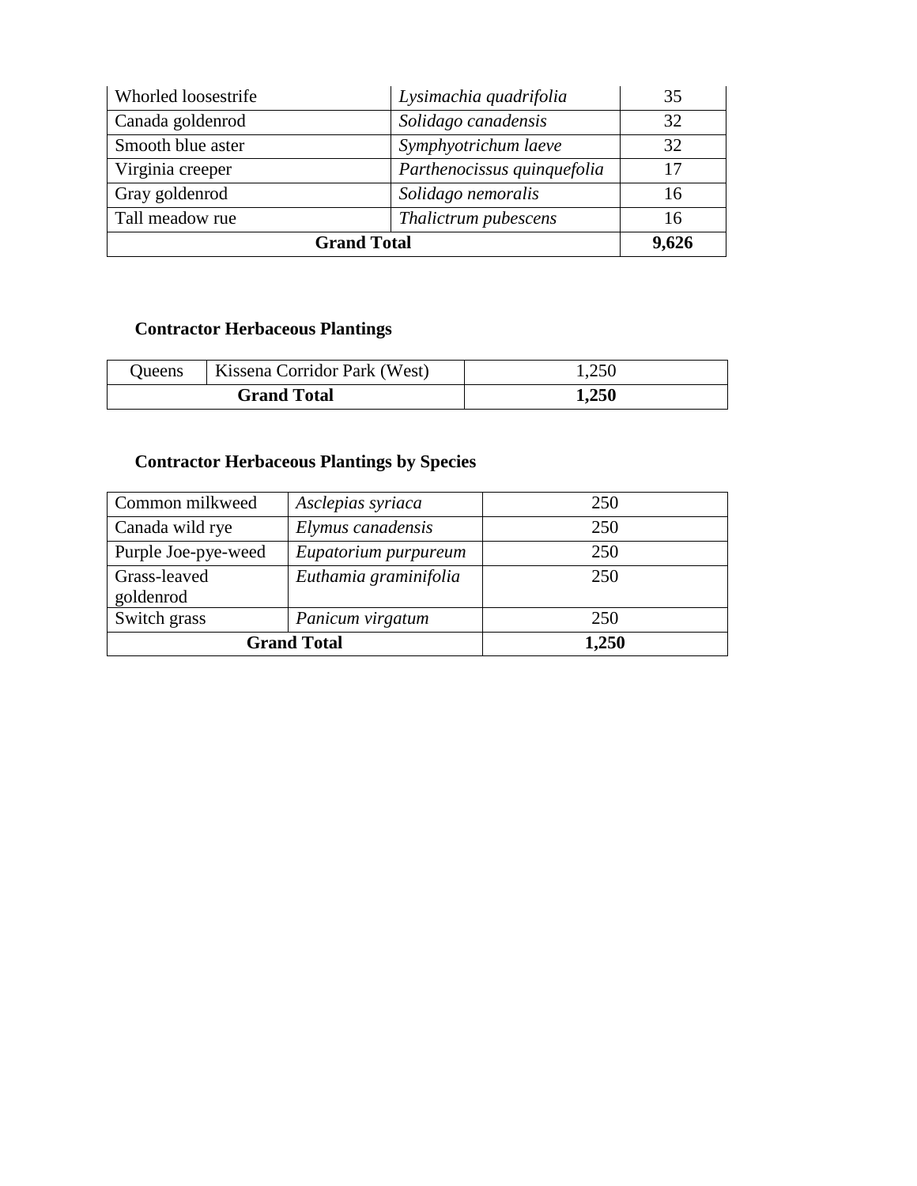| | | |
|---|---|---|
| Whorled loosestrife | *Lysimachia quadrifolia* | 35 |
| Canada goldenrod | *Solidago canadensis* | 32 |
| Smooth blue aster | *Symphyotrichum laeve* | 32 |
| Virginia creeper | *Parthenocissus quinquefolia* | 17 |
| Gray goldenrod | *Solidago nemoralis* | 16 |
| Tall meadow rue | *Thalictrum pubescens* | 16 |
| **Grand Total** | | **9,626** |

**Contractor Herbaceous Plantings**

| | | |
|---|---|---|
| Queens | Kissena Corridor Park (West) | 1,250 |
| **Grand Total** | | **1,250** |

**Contractor Herbaceous Plantings by Species**

| | | |
|---|---|---|
| Common milkweed | *Asclepias syriaca* | 250 |
| Canada wild rye | *Elymus canadensis* | 250 |
| Purple Joe-pye-weed | *Eupatorium purpureum* | 250 |
| Grass-leaved goldenrod | *Euthamia graminifolia* | 250 |
| Switch grass | *Panicum virgatum* | 250 |
| **Grand Total** | | **1,250** |